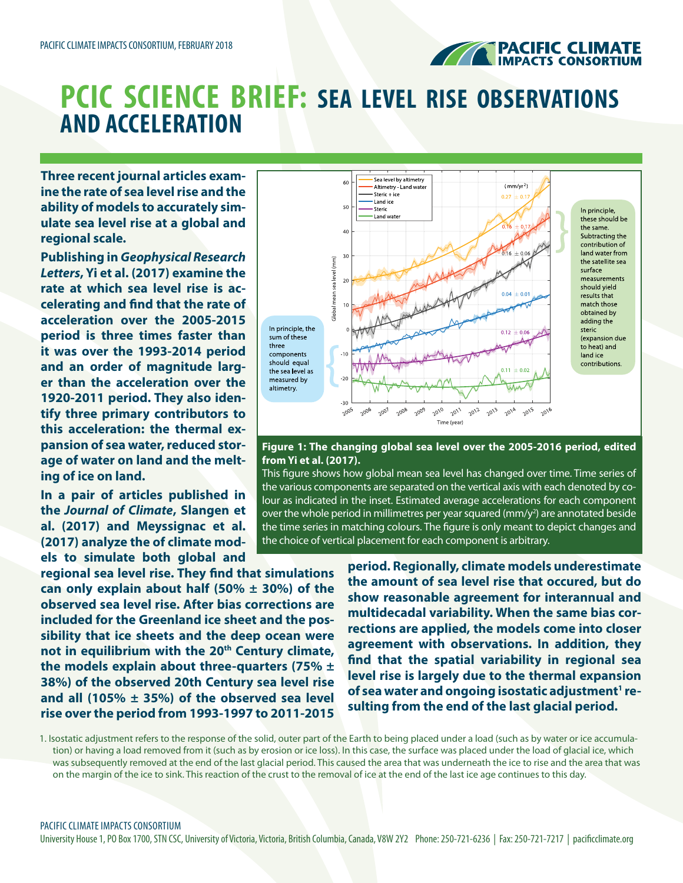# PCIC SCIENCE BRIEF: SEA LEVEL RISE OBSERVATIONS AND ACCELERATION

**Three recent journal articles examine the rate of sea level rise and the ability of models to accurately simulate sea level rise at a global and regional scale.**

**Publishing in *Geophysical Research Letters*, Yi et al. (2017) examine the rate at which sea level rise is accelerating and find that the rate of acceleration over the 2005-2015 period is three times faster than it was over the 1993-2014 period and an order of magnitude larger than the acceleration over the 1920-2011 period. They also identify three primary contributors to this acceleration: the thermal expansion of sea water, reduced storage of water on land and the melting of ice on land.**

**In a pair of articles published in the *Journal of Climate*, Slangen et al. (2017) and Meyssignac et al. (2017) analyze the of climate models to simulate both global and regional sea level rise. They find that simulations can only explain about half (50% ± 30%) of the observed sea level rise. After bias corrections are included for the Greenland ice sheet and the possibility that ice sheets and the deep ocean were not in equilibrium with the 20th Century climate, the models explain about three-quarters (75% ± 38%) of the observed 20th Century sea level rise and all (105% ± 35%) of the observed sea level rise over the period from 1993-1997 to 2011-2015 period. Regionally, climate models underestimate the amount of sea level rise that occured, but do show reasonable agreement for interannual and multidecadal variability. When the same bias corrections are applied, the models come into closer agreement with observations. In addition, they find that the spatial variability in regional sea level rise is largely due to the thermal expansion of sea water and ongoing isostatic adjustment[1] resulting from the end of the last glacial period.**

**Figure 1: The changing global sea level over the 2005-2016 period, edited from Yi et al. (2017).**

This figure shows how global mean sea level has changed over time. Time series of the various components are separated on the vertical axis with each denoted by colour as indicated in the inset. Estimated average accelerations for each component over the whole period in millimetres per year squared (mm/y$^2$) are annotated beside the time series in matching colours. The figure is only meant to depict changes and the choice of vertical placement for each component is arbitrary.

1. Isostatic adjustment refers to the response of the solid, outer part of the Earth to being placed under a load (such as by water or ice accumulation) or having a load removed from it (such as by erosion or ice loss). In this case, the surface was placed under the load of glacial ice, which was subsequently removed at the end of the last glacial period. This caused the area that was underneath the ice to rise and the area that was on the margin of the ice to sink. This reaction of the crust to the removal of ice at the end of the last ice age continues to this day.

PACIFIC CLIMATE IMPACTS CONSORTIUM
University House 1, PO Box 1700, STN CSC, University of Victoria, Victoria, British Columbia, Canada, V8W 2Y2 Phone: 250-721-6236 | Fax: 250-721-7217 | pacificclimate.org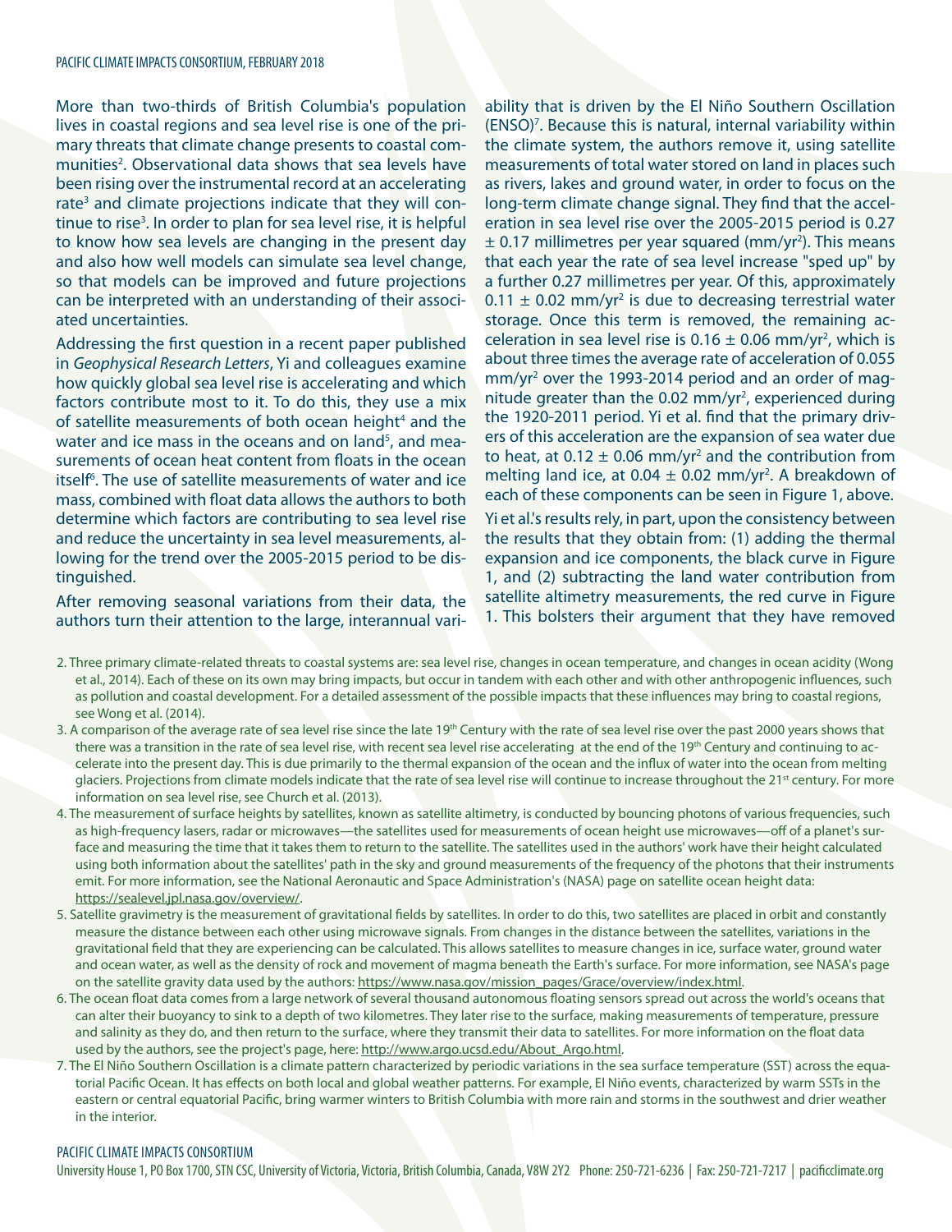More than two-thirds of British Columbia's population lives in coastal regions and sea level rise is one of the primary threats that climate change presents to coastal communities[2]. Observational data shows that sea levels have been rising over the instrumental record at an accelerating rate[3] and climate projections indicate that they will continue to rise[3]. In order to plan for sea level rise, it is helpful to know how sea levels are changing in the present day and also how well models can simulate sea level change, so that models can be improved and future projections can be interpreted with an understanding of their associated uncertainties.

Addressing the first question in a recent paper published in *Geophysical Research Letters*, Yi and colleagues examine how quickly global sea level rise is accelerating and which factors contribute most to it. To do this, they use a mix of satellite measurements of both ocean height[4] and the water and ice mass in the oceans and on land[5], and measurements of ocean heat content from floats in the ocean itself[6]. The use of satellite measurements of water and ice mass, combined with float data allows the authors to both determine which factors are contributing to sea level rise and reduce the uncertainty in sea level measurements, allowing for the trend over the 2005-2015 period to be distinguished.

After removing seasonal variations from their data, the authors turn their attention to the large, interannual variability that is driven by the El Niño Southern Oscillation (ENSO)[7]. Because this is natural, internal variability within the climate system, the authors remove it, using satellite measurements of total water stored on land in places such as rivers, lakes and ground water, in order to focus on the long-term climate change signal. They find that the acceleration in sea level rise over the 2005-2015 period is 0.27 ± 0.17 millimetres per year squared (mm/yr$^2$). This means that each year the rate of sea level increase "sped up" by a further 0.27 millimetres per year. Of this, approximately 0.11 ± 0.02 mm/yr$^2$ is due to decreasing terrestrial water storage. Once this term is removed, the remaining acceleration in sea level rise is 0.16 ± 0.06 mm/yr$^2$, which is about three times the average rate of acceleration of 0.055 mm/yr$^2$ over the 1993-2014 period and an order of magnitude greater than the 0.02 mm/yr$^2$, experienced during the 1920-2011 period. Yi et al. find that the primary drivers of this acceleration are the expansion of sea water due to heat, at 0.12 ± 0.06 mm/yr$^2$ and the contribution from melting land ice, at 0.04 ± 0.02 mm/yr$^2$. A breakdown of each of these components can be seen in Figure 1, above.

Yi et al.'s results rely, in part, upon the consistency between the results that they obtain from: (1) adding the thermal expansion and ice components, the black curve in Figure 1, and (2) subtracting the land water contribution from satellite altimetry measurements, the red curve in Figure 1. This bolsters their argument that they have removed

2. Three primary climate-related threats to coastal systems are: sea level rise, changes in ocean temperature, and changes in ocean acidity (Wong et al., 2014). Each of these on its own may bring impacts, but occur in tandem with each other and with other anthropogenic influences, such as pollution and coastal development. For a detailed assessment of the possible impacts that these influences may bring to coastal regions, see Wong et al. (2014).
3. A comparison of the average rate of sea level rise since the late 19th Century with the rate of sea level rise over the past 2000 years shows that there was a transition in the rate of sea level rise, with recent sea level rise accelerating at the end of the 19th Century and continuing to accelerate into the present day. This is due primarily to the thermal expansion of the ocean and the influx of water into the ocean from melting glaciers. Projections from climate models indicate that the rate of sea level rise will continue to increase throughout the 21st century. For more information on sea level rise, see Church et al. (2013).
4. The measurement of surface heights by satellites, known as satellite altimetry, is conducted by bouncing photons of various frequencies, such as high-frequency lasers, radar or microwaves—the satellites used for measurements of ocean height use microwaves—off of a planet's surface and measuring the time that it takes them to return to the satellite. The satellites used in the authors' work have their height calculated using both information about the satellites' path in the sky and ground measurements of the frequency of the photons that their instruments emit. For more information, see the National Aeronautic and Space Administration's (NASA) page on satellite ocean height data: https://sealevel.jpl.nasa.gov/overview/.
5. Satellite gravimetry is the measurement of gravitational fields by satellites. In order to do this, two satellites are placed in orbit and constantly measure the distance between each other using microwave signals. From changes in the distance between the satellites, variations in the gravitational field that they are experiencing can be calculated. This allows satellites to measure changes in ice, surface water, ground water and ocean water, as well as the density of rock and movement of magma beneath the Earth's surface. For more information, see NASA's page on the satellite gravity data used by the authors: https://www.nasa.gov/mission_pages/Grace/overview/index.html.
6. The ocean float data comes from a large network of several thousand autonomous floating sensors spread out across the world's oceans that can alter their buoyancy to sink to a depth of two kilometres. They later rise to the surface, making measurements of temperature, pressure and salinity as they do, and then return to the surface, where they transmit their data to satellites. For more information on the float data used by the authors, see the project's page, here: http://www.argo.ucsd.edu/About_Argo.html.
7. The El Niño Southern Oscillation is a climate pattern characterized by periodic variations in the sea surface temperature (SST) across the equatorial Pacific Ocean. It has effects on both local and global weather patterns. For example, El Niño events, characterized by warm SSTs in the eastern or central equatorial Pacific, bring warmer winters to British Columbia with more rain and storms in the southwest and drier weather in the interior.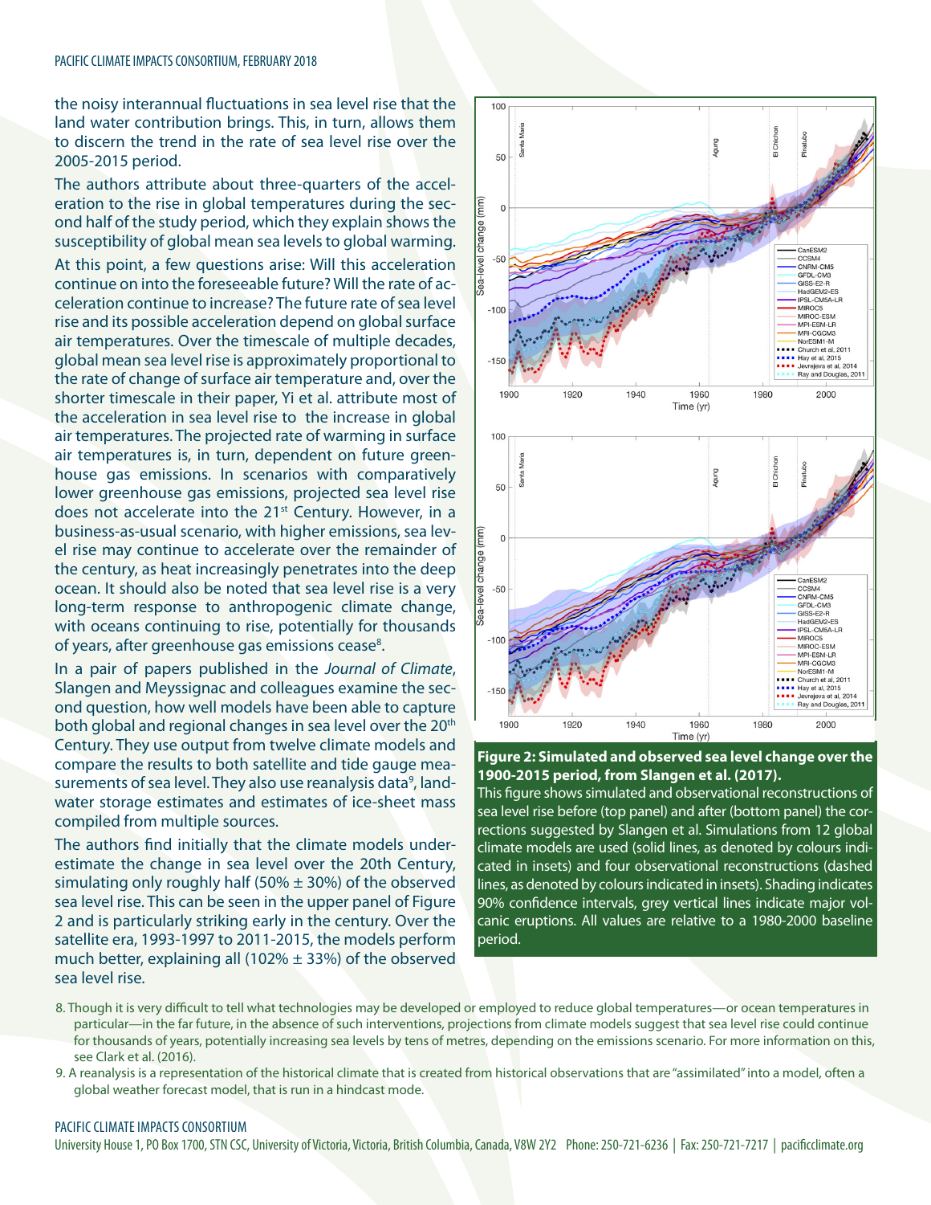the noisy interannual fluctuations in sea level rise that the land water contribution brings. This, in turn, allows them to discern the trend in the rate of sea level rise over the 2005-2015 period.

The authors attribute about three-quarters of the acceleration to the rise in global temperatures during the second half of the study period, which they explain shows the susceptibility of global mean sea levels to global warming.

At this point, a few questions arise: Will this acceleration continue on into the foreseeable future? Will the rate of acceleration continue to increase? The future rate of sea level rise and its possible acceleration depend on global surface air temperatures. Over the timescale of multiple decades, global mean sea level rise is approximately proportional to the rate of change of surface air temperature and, over the shorter timescale in their paper, Yi et al. attribute most of the acceleration in sea level rise to the increase in global air temperatures. The projected rate of warming in surface air temperatures is, in turn, dependent on future greenhouse gas emissions. In scenarios with comparatively lower greenhouse gas emissions, projected sea level rise does not accelerate into the 21st Century. However, in a business-as-usual scenario, with higher emissions, sea level rise may continue to accelerate over the remainder of the century, as heat increasingly penetrates into the deep ocean. It should also be noted that sea level rise is a very long-term response to anthropogenic climate change, with oceans continuing to rise, potentially for thousands of years, after greenhouse gas emissions cease[8].

In a pair of papers published in the *Journal of Climate*, Slangen and Meyssignac and colleagues examine the second question, how well models have been able to capture both global and regional changes in sea level over the 20th Century. They use output from twelve climate models and compare the results to both satellite and tide gauge measurements of sea level. They also use reanalysis data[9], land-water storage estimates and estimates of ice-sheet mass compiled from multiple sources.

The authors find initially that the climate models underestimate the change in sea level over the 20th Century, simulating only roughly half (50% ± 30%) of the observed sea level rise. This can be seen in the upper panel of Figure 2 and is particularly striking early in the century. Over the satellite era, 1993-1997 to 2011-2015, the models perform much better, explaining all (102% ± 33%) of the observed sea level rise.

**Figure 2: Simulated and observed sea level change over the 1900-2015 period, from Slangen et al. (2017).**
This figure shows simulated and observational reconstructions of sea level rise before (top panel) and after (bottom panel) the corrections suggested by Slangen et al. Simulations from 12 global climate models are used (solid lines, as denoted by colours indicated in insets) and four observational reconstructions (dashed lines, as denoted by colours indicated in insets). Shading indicates 90% confidence intervals, grey vertical lines indicate major volcanic eruptions. All values are relative to a 1980-2000 baseline period.

8. Though it is very difficult to tell what technologies may be developed or employed to reduce global temperatures—or ocean temperatures in particular—in the far future, in the absence of such interventions, projections from climate models suggest that sea level rise could continue for thousands of years, potentially increasing sea levels by tens of metres, depending on the emissions scenario. For more information on this, see Clark et al. (2016).
9. A reanalysis is a representation of the historical climate that is created from historical observations that are "assimilated" into a model, often a global weather forecast model, that is run in a hindcast mode.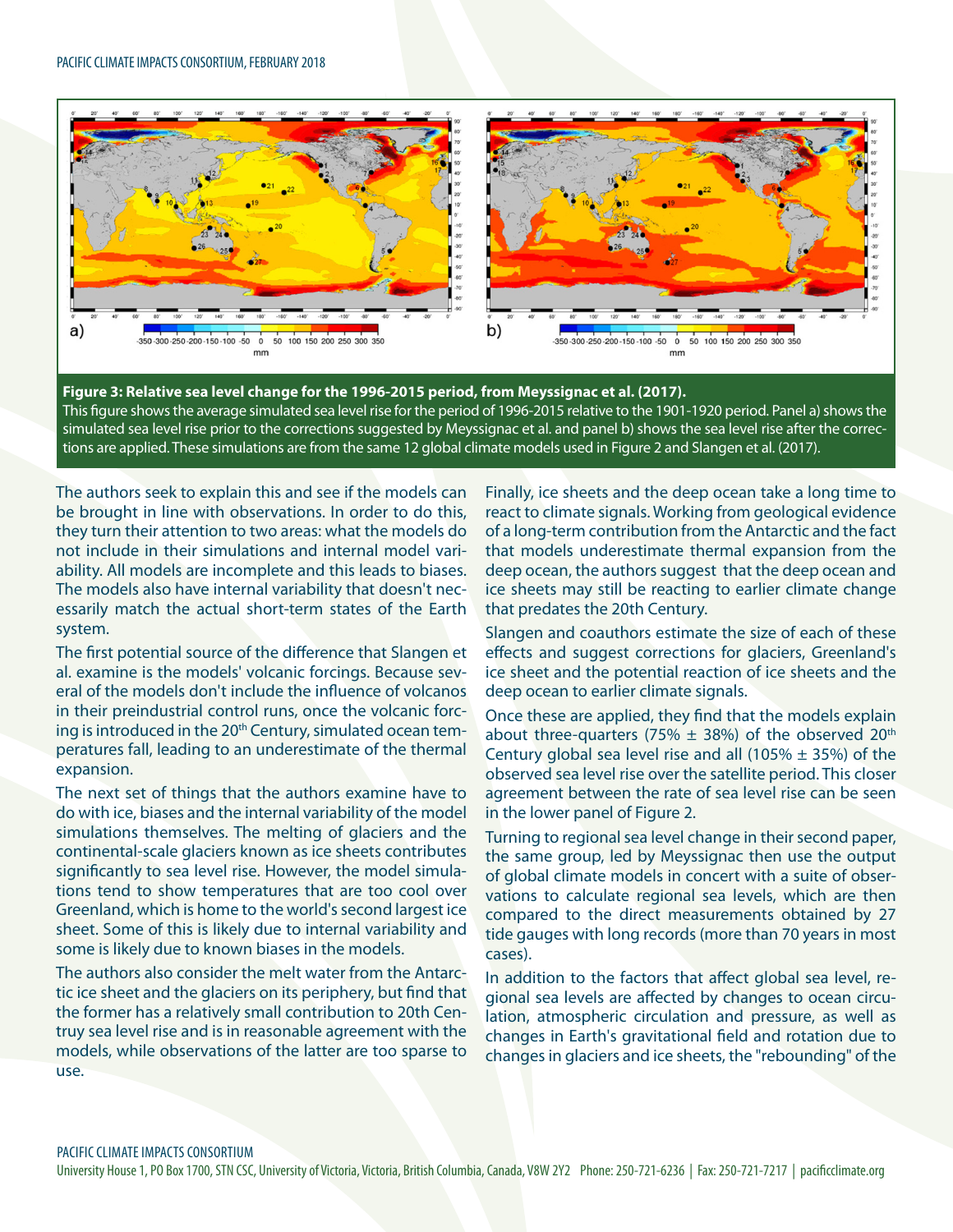**Figure 3: Relative sea level change for the 1996-2015 period, from Meyssignac et al. (2017).**
This figure shows the average simulated sea level rise for the period of 1996-2015 relative to the 1901-1920 period. Panel a) shows the simulated sea level rise prior to the corrections suggested by Meyssignac et al. and panel b) shows the sea level rise after the corrections are applied. These simulations are from the same 12 global climate models used in Figure 2 and Slangen et al. (2017).

The authors seek to explain this and see if the models can be brought in line with observations. In order to do this, they turn their attention to two areas: what the models do not include in their simulations and internal model variability. All models are incomplete and this leads to biases. The models also have internal variability that doesn't necessarily match the actual short-term states of the Earth system.

The first potential source of the difference that Slangen et al. examine is the models' volcanic forcings. Because several of the models don't include the influence of volcanos in their preindustrial control runs, once the volcanic forcing is introduced in the 20th Century, simulated ocean temperatures fall, leading to an underestimate of the thermal expansion.

The next set of things that the authors examine have to do with ice, biases and the internal variability of the model simulations themselves. The melting of glaciers and the continental-scale glaciers known as ice sheets contributes significantly to sea level rise. However, the model simulations tend to show temperatures that are too cool over Greenland, which is home to the world's second largest ice sheet. Some of this is likely due to internal variability and some is likely due to known biases in the models.

The authors also consider the melt water from the Antarctic ice sheet and the glaciers on its periphery, but find that the former has a relatively small contribution to 20th Centruy sea level rise and is in reasonable agreement with the models, while observations of the latter are too sparse to use.

Finally, ice sheets and the deep ocean take a long time to react to climate signals. Working from geological evidence of a long-term contribution from the Antarctic and the fact that models underestimate thermal expansion from the deep ocean, the authors suggest that the deep ocean and ice sheets may still be reacting to earlier climate change that predates the 20th Century.

Slangen and coauthors estimate the size of each of these effects and suggest corrections for glaciers, Greenland's ice sheet and the potential reaction of ice sheets and the deep ocean to earlier climate signals.

Once these are applied, they find that the models explain about three-quarters (75% ± 38%) of the observed 20th Century global sea level rise and all (105% ± 35%) of the observed sea level rise over the satellite period. This closer agreement between the rate of sea level rise can be seen in the lower panel of Figure 2.

Turning to regional sea level change in their second paper, the same group, led by Meyssignac then use the output of global climate models in concert with a suite of observations to calculate regional sea levels, which are then compared to the direct measurements obtained by 27 tide gauges with long records (more than 70 years in most cases).

In addition to the factors that affect global sea level, regional sea levels are affected by changes to ocean circulation, atmospheric circulation and pressure, as well as changes in Earth's gravitational field and rotation due to changes in glaciers and ice sheets, the "rebounding" of the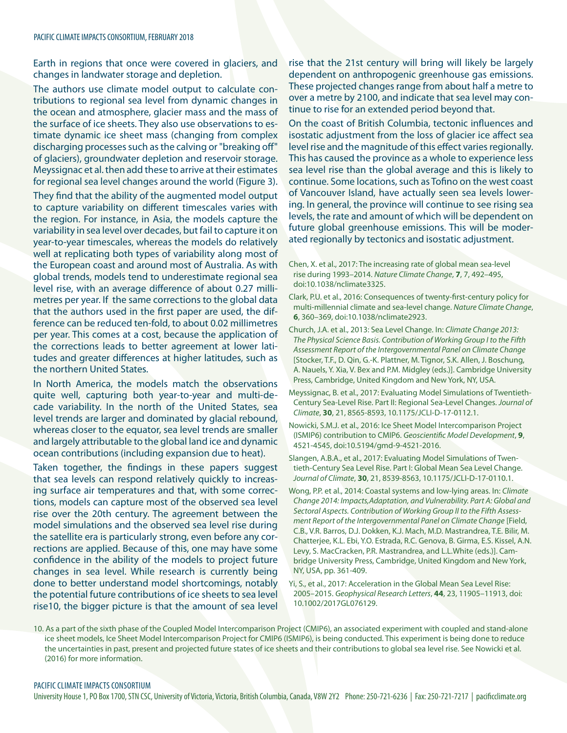Earth in regions that once were covered in glaciers, and changes in landwater storage and depletion.

The authors use climate model output to calculate contributions to regional sea level from dynamic changes in the ocean and atmosphere, glacier mass and the mass of the surface of ice sheets. They also use observations to estimate dynamic ice sheet mass (changing from complex discharging processes such as the calving or "breaking off" of glaciers), groundwater depletion and reservoir storage. Meyssignac et al. then add these to arrive at their estimates for regional sea level changes around the world (Figure 3).

They find that the ability of the augmented model output to capture variability on different timescales varies with the region. For instance, in Asia, the models capture the variability in sea level over decades, but fail to capture it on year-to-year timescales, whereas the models do relatively well at replicating both types of variability along most of the European coast and around most of Australia. As with global trends, models tend to underestimate regional sea level rise, with an average difference of about 0.27 millimetres per year. If the same corrections to the global data that the authors used in the first paper are used, the difference can be reduced ten-fold, to about 0.02 millimetres per year. This comes at a cost, because the application of the corrections leads to better agreement at lower latitudes and greater differences at higher latitudes, such as the northern United States.

In North America, the models match the observations quite well, capturing both year-to-year and multi-decade variability. In the north of the United States, sea level trends are larger and dominated by glacial rebound, whereas closer to the equator, sea level trends are smaller and largely attributable to the global land ice and dynamic ocean contributions (including expansion due to heat).

Taken together, the findings in these papers suggest that sea levels can respond relatively quickly to increasing surface air temperatures and that, with some corrections, models can capture most of the observed sea level rise over the 20th century. The agreement between the model simulations and the observed sea level rise during the satellite era is particularly strong, even before any corrections are applied. Because of this, one may have some confidence in the ability of the models to project future changes in sea level. While research is currently being done to better understand model shortcomings, notably the potential future contributions of ice sheets to sea level rise[10], the bigger picture is that the amount of sea level rise that the 21st century will bring will likely be largely dependent on anthropogenic greenhouse gas emissions. These projected changes range from about half a metre to over a metre by 2100, and indicate that sea level may continue to rise for an extended period beyond that.

On the coast of British Columbia, tectonic influences and isostatic adjustment from the loss of glacier ice affect sea level rise and the magnitude of this effect varies regionally. This has caused the province as a whole to experience less sea level rise than the global average and this is likely to continue. Some locations, such as Tofino on the west coast of Vancouver Island, have actually seen sea levels lowering. In general, the province will continue to see rising sea levels, the rate and amount of which will be dependent on future global greenhouse emissions. This will be moderated regionally by tectonics and isostatic adjustment.

Chen, X. et al., 2017: The increasing rate of global mean sea-level rise during 1993–2014. *Nature Climate Change*, **7**, 7, 492–495, doi:10.1038/nclimate3325.

Clark, P.U. et al., 2016: Consequences of twenty-first-century policy for multi-millennial climate and sea-level change. *Nature Climate Change*, **6**, 360–369, doi:10.1038/nclimate2923.

Church, J.A. et al., 2013: Sea Level Change. In: *Climate Change 2013: The Physical Science Basis. Contribution of Working Group I to the Fifth Assessment Report of the Intergovernmental Panel on Climate Change* [Stocker, T.F., D. Qin, G.-K. Plattner, M. Tignor, S.K. Allen, J. Boschung, A. Nauels, Y. Xia, V. Bex and P.M. Midgley (eds.)]. Cambridge University Press, Cambridge, United Kingdom and New York, NY, USA.

Meyssignac, B. et al., 2017: Evaluating Model Simulations of Twentieth-Century Sea-Level Rise. Part II: Regional Sea-Level Changes. *Journal of Climate*, **30**, 21, 8565-8593, 10.1175/JCLI-D-17-0112.1.

Nowicki, S.M.J. et al., 2016: Ice Sheet Model Intercomparison Project (ISMIP6) contribution to CMIP6. *Geoscientific Model Development*, **9**, 4521-4545, doi:10.5194/gmd-9-4521-2016.

Slangen, A.B.A., et al., 2017: Evaluating Model Simulations of Twentieth-Century Sea Level Rise. Part I: Global Mean Sea Level Change. *Journal of Climate*, **30**, 21, 8539-8563, 10.1175/JCLI-D-17-0110.1.

Wong, P.P. et al., 2014: Coastal systems and low-lying areas. In: *Climate Change 2014: Impacts,Adaptation, and Vulnerability. Part A: Global and Sectoral Aspects. Contribution of Working Group II to the Fifth Assessment Report of the Intergovernmental Panel on Climate Change* [Field, C.B., V.R. Barros, D.J. Dokken, K.J. Mach, M.D. Mastrandrea, T.E. Bilir, M. Chatterjee, K.L. Ebi, Y.O. Estrada, R.C. Genova, B. Girma, E.S. Kissel, A.N. Levy, S. MacCracken, P.R. Mastrandrea, and L.L.White (eds.)]. Cambridge University Press, Cambridge, United Kingdom and New York, NY, USA, pp. 361-409.

Yi, S., et al., 2017: Acceleration in the Global Mean Sea Level Rise: 2005–2015. *Geophysical Research Letters*, **44**, 23, 11905–11913, doi: 10.1002/2017GL076129.

10. As a part of the sixth phase of the Coupled Model Intercomparison Project (CMIP6), an associated experiment with coupled and stand-alone ice sheet models, Ice Sheet Model Intercomparison Project for CMIP6 (ISMIP6), is being conducted. This experiment is being done to reduce the uncertainties in past, present and projected future states of ice sheets and their contributions to global sea level rise. See Nowicki et al. (2016) for more information.